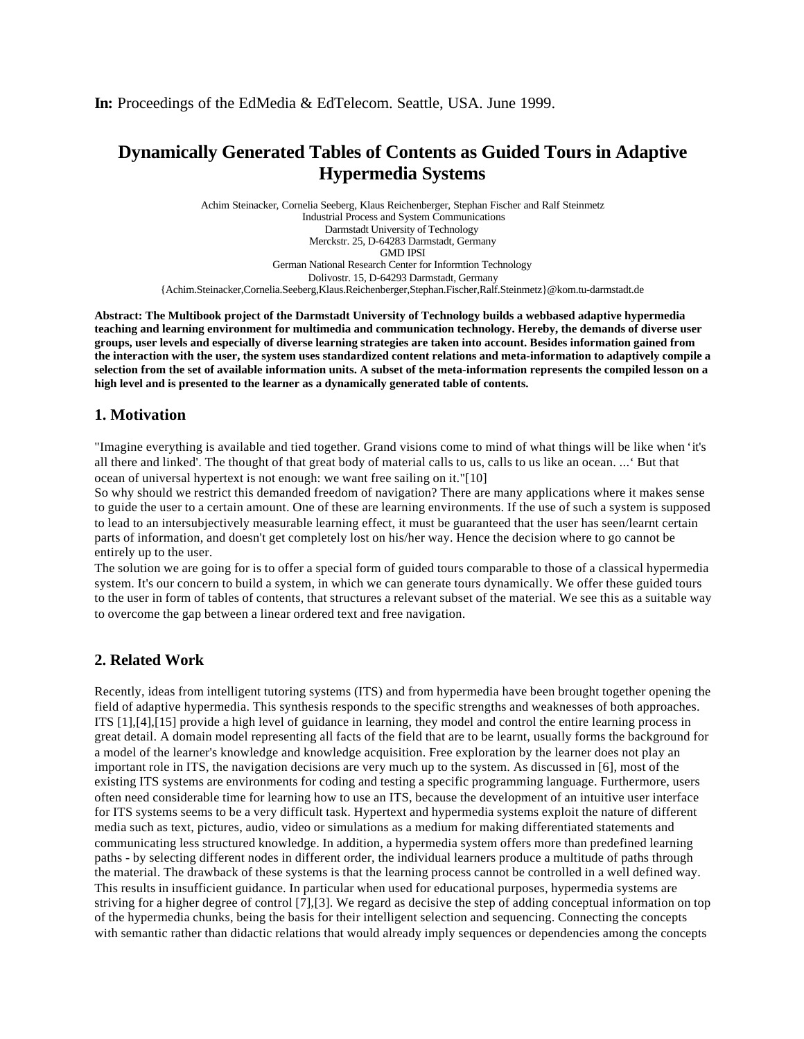**In:** Proceedings of the EdMedia & EdTelecom. Seattle, USA. June 1999.

# Dynamically Generated Tables of Contents as Guided Tours in Adaptive Hypermedia Systems

Achim Steinacker, Cornelia Seeberg, Klaus Reichenberger, Stephan Fischer and Ralf Steinmetz
Industrial Process and System Communications
Darmstadt University of Technology
Merckstr. 25, D-64283 Darmstadt, Germany
GMD IPSI
German National Research Center for Informtion Technology
Dolivostr. 15, D-64293 Darmstadt, Germany
{Achim.Steinacker,Cornelia.Seeberg,Klaus.Reichenberger,Stephan.Fischer,Ralf.Steinmetz}@kom.tu-darmstadt.de

**Abstract: The Multibook project of the Darmstadt University of Technology builds a webbased adaptive hypermedia teaching and learning environment for multimedia and communication technology. Hereby, the demands of diverse user groups, user levels and especially of diverse learning strategies are taken into account. Besides information gained from the interaction with the user, the system uses standardized content relations and meta-information to adaptively compile a selection from the set of available information units. A subset of the meta-information represents the compiled lesson on a high level and is presented to the learner as a dynamically generated table of contents.**

## 1. Motivation

"Imagine everything is available and tied together. Grand visions come to mind of what things will be like when 'it's all there and linked'. The thought of that great body of material calls to us, calls to us like an ocean. ...' But that ocean of universal hypertext is not enough: we want free sailing on it."[10]

So why should we restrict this demanded freedom of navigation? There are many applications where it makes sense to guide the user to a certain amount. One of these are learning environments. If the use of such a system is supposed to lead to an intersubjectively measurable learning effect, it must be guaranteed that the user has seen/learnt certain parts of information, and doesn't get completely lost on his/her way. Hence the decision where to go cannot be entirely up to the user.

The solution we are going for is to offer a special form of guided tours comparable to those of a classical hypermedia system. It's our concern to build a system, in which we can generate tours dynamically. We offer these guided tours to the user in form of tables of contents, that structures a relevant subset of the material. We see this as a suitable way to overcome the gap between a linear ordered text and free navigation.

## 2. Related Work

Recently, ideas from intelligent tutoring systems (ITS) and from hypermedia have been brought together opening the field of adaptive hypermedia. This synthesis responds to the specific strengths and weaknesses of both approaches. ITS [1],[4],[15] provide a high level of guidance in learning, they model and control the entire learning process in great detail. A domain model representing all facts of the field that are to be learnt, usually forms the background for a model of the learner's knowledge and knowledge acquisition. Free exploration by the learner does not play an important role in ITS, the navigation decisions are very much up to the system. As discussed in [6], most of the existing ITS systems are environments for coding and testing a specific programming language. Furthermore, users often need considerable time for learning how to use an ITS, because the development of an intuitive user interface for ITS systems seems to be a very difficult task. Hypertext and hypermedia systems exploit the nature of different media such as text, pictures, audio, video or simulations as a medium for making differentiated statements and communicating less structured knowledge. In addition, a hypermedia system offers more than predefined learning paths - by selecting different nodes in different order, the individual learners produce a multitude of paths through the material. The drawback of these systems is that the learning process cannot be controlled in a well defined way. This results in insufficient guidance. In particular when used for educational purposes, hypermedia systems are striving for a higher degree of control [7],[3]. We regard as decisive the step of adding conceptual information on top of the hypermedia chunks, being the basis for their intelligent selection and sequencing. Connecting the concepts with semantic rather than didactic relations that would already imply sequences or dependencies among the concepts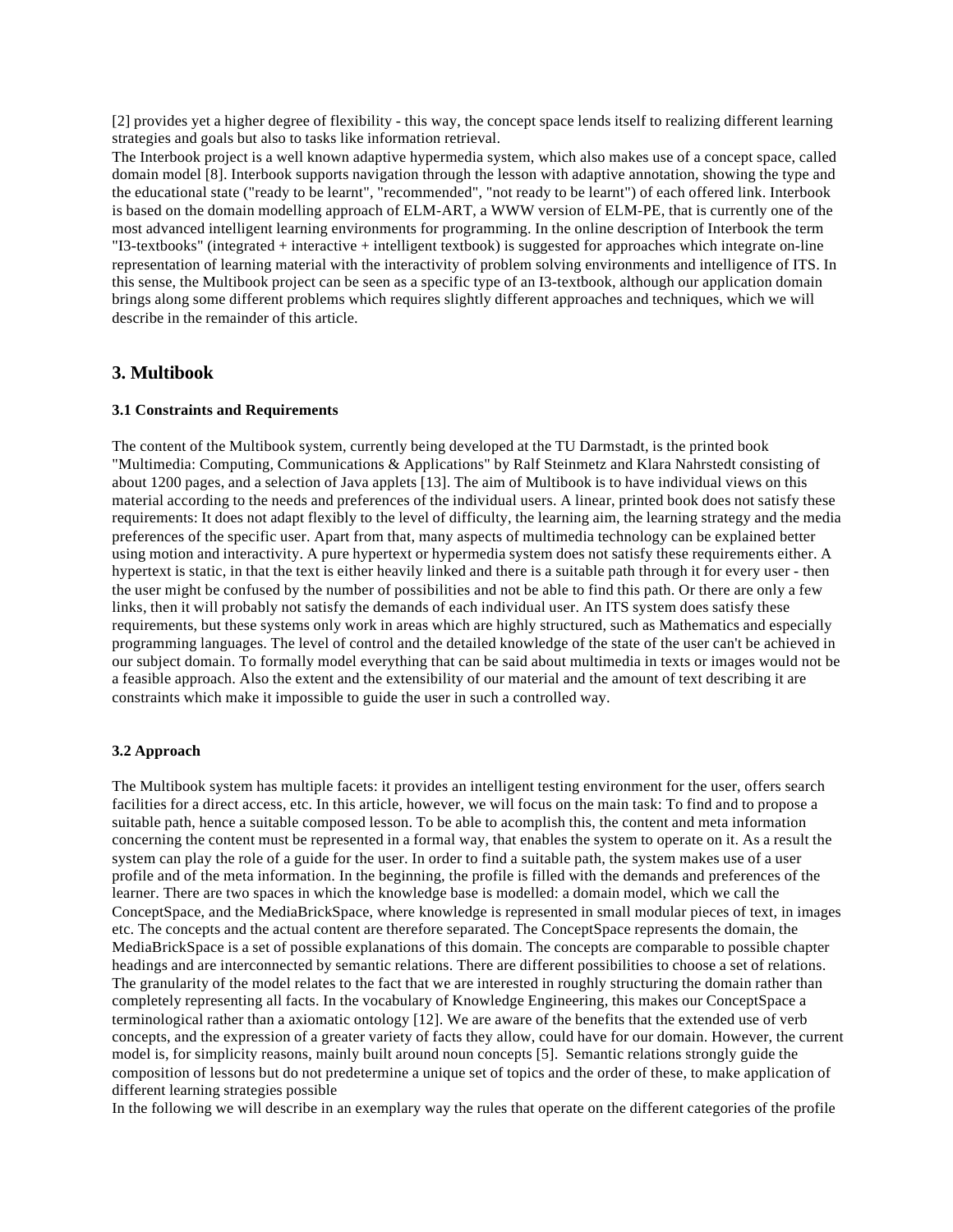[2] provides yet a higher degree of flexibility - this way, the concept space lends itself to realizing different learning strategies and goals but also to tasks like information retrieval.
The Interbook project is a well known adaptive hypermedia system, which also makes use of a concept space, called domain model [8]. Interbook supports navigation through the lesson with adaptive annotation, showing the type and the educational state ("ready to be learnt", "recommended", "not ready to be learnt") of each offered link. Interbook is based on the domain modelling approach of ELM-ART, a WWW version of ELM-PE, that is currently one of the most advanced intelligent learning environments for programming. In the online description of Interbook the term "I3-textbooks" (integrated + interactive + intelligent textbook) is suggested for approaches which integrate on-line representation of learning material with the interactivity of problem solving environments and intelligence of ITS. In this sense, the Multibook project can be seen as a specific type of an I3-textbook, although our application domain brings along some different problems which requires slightly different approaches and techniques, which we will describe in the remainder of this article.

## 3. Multibook

### 3.1 Constraints and Requirements

The content of the Multibook system, currently being developed at the TU Darmstadt, is the printed book "Multimedia: Computing, Communications & Applications" by Ralf Steinmetz and Klara Nahrstedt consisting of about 1200 pages, and a selection of Java applets [13]. The aim of Multibook is to have individual views on this material according to the needs and preferences of the individual users. A linear, printed book does not satisfy these requirements: It does not adapt flexibly to the level of difficulty, the learning aim, the learning strategy and the media preferences of the specific user. Apart from that, many aspects of multimedia technology can be explained better using motion and interactivity. A pure hypertext or hypermedia system does not satisfy these requirements either. A hypertext is static, in that the text is either heavily linked and there is a suitable path through it for every user - then the user might be confused by the number of possibilities and not be able to find this path. Or there are only a few links, then it will probably not satisfy the demands of each individual user. An ITS system does satisfy these requirements, but these systems only work in areas which are highly structured, such as Mathematics and especially programming languages. The level of control and the detailed knowledge of the state of the user can't be achieved in our subject domain. To formally model everything that can be said about multimedia in texts or images would not be a feasible approach. Also the extent and the extensibility of our material and the amount of text describing it are constraints which make it impossible to guide the user in such a controlled way.

### 3.2 Approach

The Multibook system has multiple facets: it provides an intelligent testing environment for the user, offers search facilities for a direct access, etc. In this article, however, we will focus on the main task: To find and to propose a suitable path, hence a suitable composed lesson. To be able to acomplish this, the content and meta information concerning the content must be represented in a formal way, that enables the system to operate on it. As a result the system can play the role of a guide for the user. In order to find a suitable path, the system makes use of a user profile and of the meta information. In the beginning, the profile is filled with the demands and preferences of the learner. There are two spaces in which the knowledge base is modelled: a domain model, which we call the ConceptSpace, and the MediaBrickSpace, where knowledge is represented in small modular pieces of text, in images etc. The concepts and the actual content are therefore separated. The ConceptSpace represents the domain, the MediaBrickSpace is a set of possible explanations of this domain. The concepts are comparable to possible chapter headings and are interconnected by semantic relations. There are different possibilities to choose a set of relations. The granularity of the model relates to the fact that we are interested in roughly structuring the domain rather than completely representing all facts. In the vocabulary of Knowledge Engineering, this makes our ConceptSpace a terminological rather than a axiomatic ontology [12]. We are aware of the benefits that the extended use of verb concepts, and the expression of a greater variety of facts they allow, could have for our domain. However, the current model is, for simplicity reasons, mainly built around noun concepts [5]. Semantic relations strongly guide the composition of lessons but do not predetermine a unique set of topics and the order of these, to make application of different learning strategies possible
In the following we will describe in an exemplary way the rules that operate on the different categories of the profile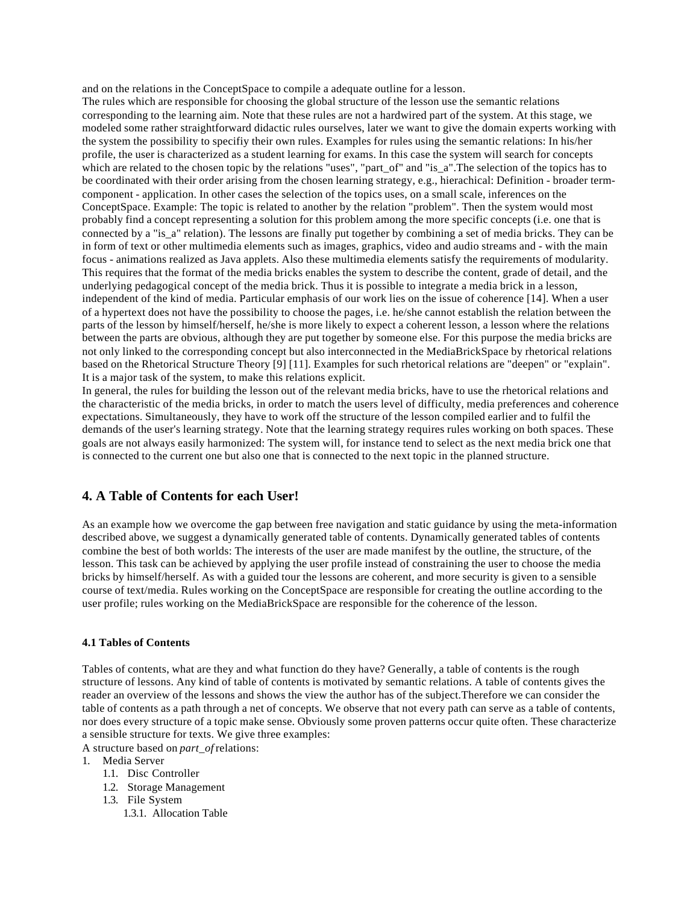and on the relations in the ConceptSpace to compile a adequate outline for a lesson.
The rules which are responsible for choosing the global structure of the lesson use the semantic relations corresponding to the learning aim. Note that these rules are not a hardwired part of the system. At this stage, we modeled some rather straightforward didactic rules ourselves, later we want to give the domain experts working with the system the possibility to specifiy their own rules. Examples for rules using the semantic relations: In his/her profile, the user is characterized as a student learning for exams. In this case the system will search for concepts which are related to the chosen topic by the relations "uses", "part_of" and "is_a".The selection of the topics has to be coordinated with their order arising from the chosen learning strategy, e.g., hierachical: Definition - broader term-component - application. In other cases the selection of the topics uses, on a small scale, inferences on the ConceptSpace. Example: The topic is related to another by the relation "problem". Then the system would most probably find a concept representing a solution for this problem among the more specific concepts (i.e. one that is connected by a "is_a" relation). The lessons are finally put together by combining a set of media bricks. They can be in form of text or other multimedia elements such as images, graphics, video and audio streams and - with the main focus - animations realized as Java applets. Also these multimedia elements satisfy the requirements of modularity. This requires that the format of the media bricks enables the system to describe the content, grade of detail, and the underlying pedagogical concept of the media brick. Thus it is possible to integrate a media brick in a lesson, independent of the kind of media. Particular emphasis of our work lies on the issue of coherence [14]. When a user of a hypertext does not have the possibility to choose the pages, i.e. he/she cannot establish the relation between the parts of the lesson by himself/herself, he/she is more likely to expect a coherent lesson, a lesson where the relations between the parts are obvious, although they are put together by someone else. For this purpose the media bricks are not only linked to the corresponding concept but also interconnected in the MediaBrickSpace by rhetorical relations based on the Rhetorical Structure Theory [9] [11]. Examples for such rhetorical relations are "deepen" or "explain". It is a major task of the system, to make this relations explicit.
In general, the rules for building the lesson out of the relevant media bricks, have to use the rhetorical relations and the characteristic of the media bricks, in order to match the users level of difficulty, media preferences and coherence expectations. Simultaneously, they have to work off the structure of the lesson compiled earlier and to fulfil the demands of the user's learning strategy. Note that the learning strategy requires rules working on both spaces. These goals are not always easily harmonized: The system will, for instance tend to select as the next media brick one that is connected to the current one but also one that is connected to the next topic in the planned structure.

## 4. A Table of Contents for each User!

As an example how we overcome the gap between free navigation and static guidance by using the meta-information described above, we suggest a dynamically generated table of contents. Dynamically generated tables of contents combine the best of both worlds: The interests of the user are made manifest by the outline, the structure, of the lesson. This task can be achieved by applying the user profile instead of constraining the user to choose the media bricks by himself/herself. As with a guided tour the lessons are coherent, and more security is given to a sensible course of text/media. Rules working on the ConceptSpace are responsible for creating the outline according to the user profile; rules working on the MediaBrickSpace are responsible for the coherence of the lesson.

#### 4.1 Tables of Contents

Tables of contents, what are they and what function do they have? Generally, a table of contents is the rough structure of lessons. Any kind of table of contents is motivated by semantic relations. A table of contents gives the reader an overview of the lessons and shows the view the author has of the subject.Therefore we can consider the table of contents as a path through a net of concepts. We observe that not every path can serve as a table of contents, nor does every structure of a topic make sense. Obviously some proven patterns occur quite often. These characterize a sensible structure for texts. We give three examples:
A structure based on *part_of* relations:

1. Media Server
   1.1. Disc Controller
   1.2. Storage Management
   1.3. File System
      1.3.1. Allocation Table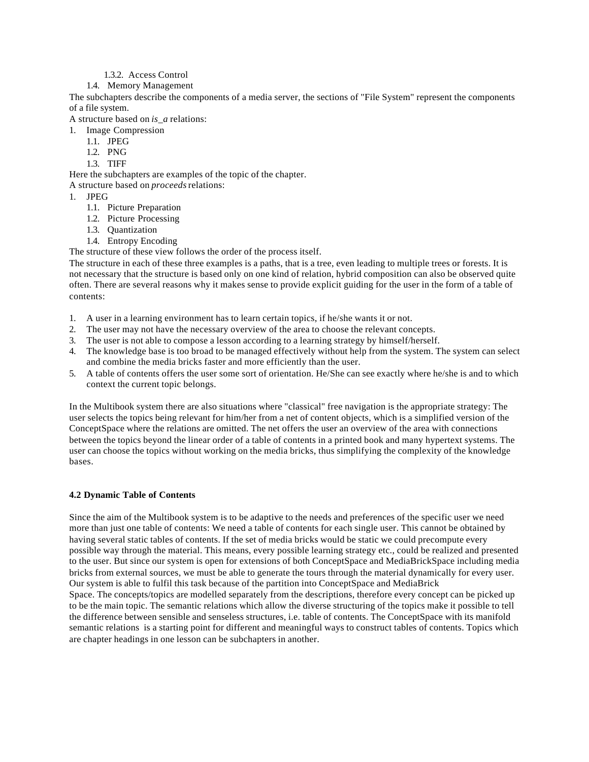1.3.2. Access Control
    1.4. Memory Management

The subchapters describe the components of a media server, the sections of "File System" represent the components of a file system.

A structure based on *is_a* relations:

1. Image Compression
    1.1. JPEG
    1.2. PNG
    1.3. TIFF

Here the subchapters are examples of the topic of the chapter.

A structure based on *proceeds* relations:

1. JPEG
    1.1. Picture Preparation
    1.2. Picture Processing
    1.3. Quantization
    1.4. Entropy Encoding

The structure of these view follows the order of the process itself.

The structure in each of these three examples is a paths, that is a tree, even leading to multiple trees or forests. It is not necessary that the structure is based only on one kind of relation, hybrid composition can also be observed quite often. There are several reasons why it makes sense to provide explicit guiding for the user in the form of a table of contents:

1. A user in a learning environment has to learn certain topics, if he/she wants it or not.
2. The user may not have the necessary overview of the area to choose the relevant concepts.
3. The user is not able to compose a lesson according to a learning strategy by himself/herself.
4. The knowledge base is too broad to be managed effectively without help from the system. The system can select and combine the media bricks faster and more efficiently than the user.
5. A table of contents offers the user some sort of orientation. He/She can see exactly where he/she is and to which context the current topic belongs.

In the Multibook system there are also situations where "classical" free navigation is the appropriate strategy: The user selects the topics being relevant for him/her from a net of content objects, which is a simplified version of the ConceptSpace where the relations are omitted. The net offers the user an overview of the area with connections between the topics beyond the linear order of a table of contents in a printed book and many hypertext systems. The user can choose the topics without working on the media bricks, thus simplifying the complexity of the knowledge bases.

### 4.2 Dynamic Table of Contents

Since the aim of the Multibook system is to be adaptive to the needs and preferences of the specific user we need more than just one table of contents: We need a table of contents for each single user. This cannot be obtained by having several static tables of contents. If the set of media bricks would be static we could precompute every possible way through the material. This means, every possible learning strategy etc., could be realized and presented to the user. But since our system is open for extensions of both ConceptSpace and MediaBrickSpace including media bricks from external sources, we must be able to generate the tours through the material dynamically for every user. Our system is able to fulfil this task because of the partition into ConceptSpace and MediaBrick Space. The concepts/topics are modelled separately from the descriptions, therefore every concept can be picked up to be the main topic. The semantic relations which allow the diverse structuring of the topics make it possible to tell the difference between sensible and senseless structures, i.e. table of contents. The ConceptSpace with its manifold semantic relations is a starting point for different and meaningful ways to construct tables of contents. Topics which are chapter headings in one lesson can be subchapters in another.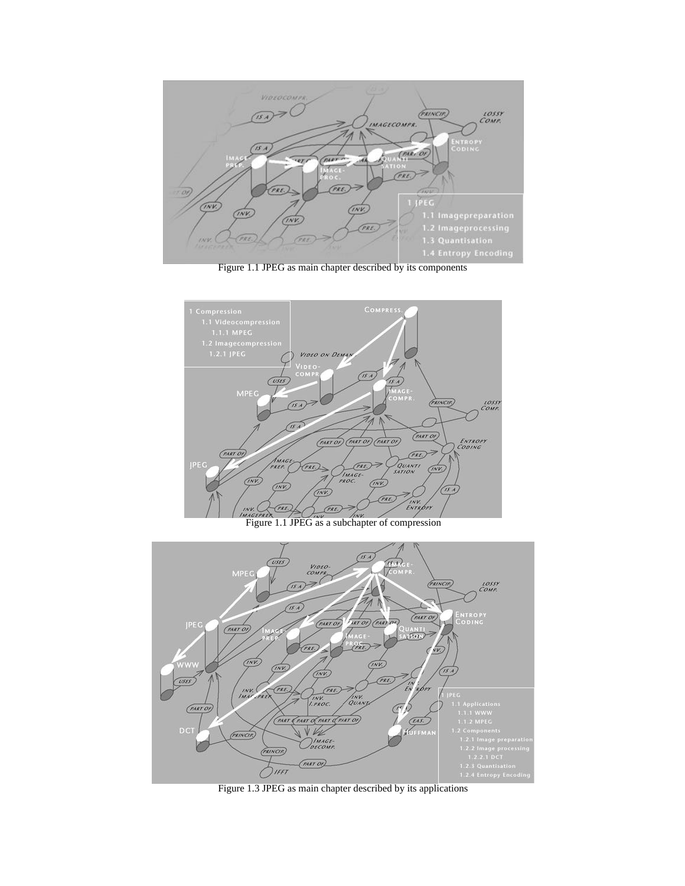Figure 1.1 JPEG as main chapter described by its components

Figure 1.1 JPEG as a subchapter of compression

Figure 1.3 JPEG as main chapter described by its applications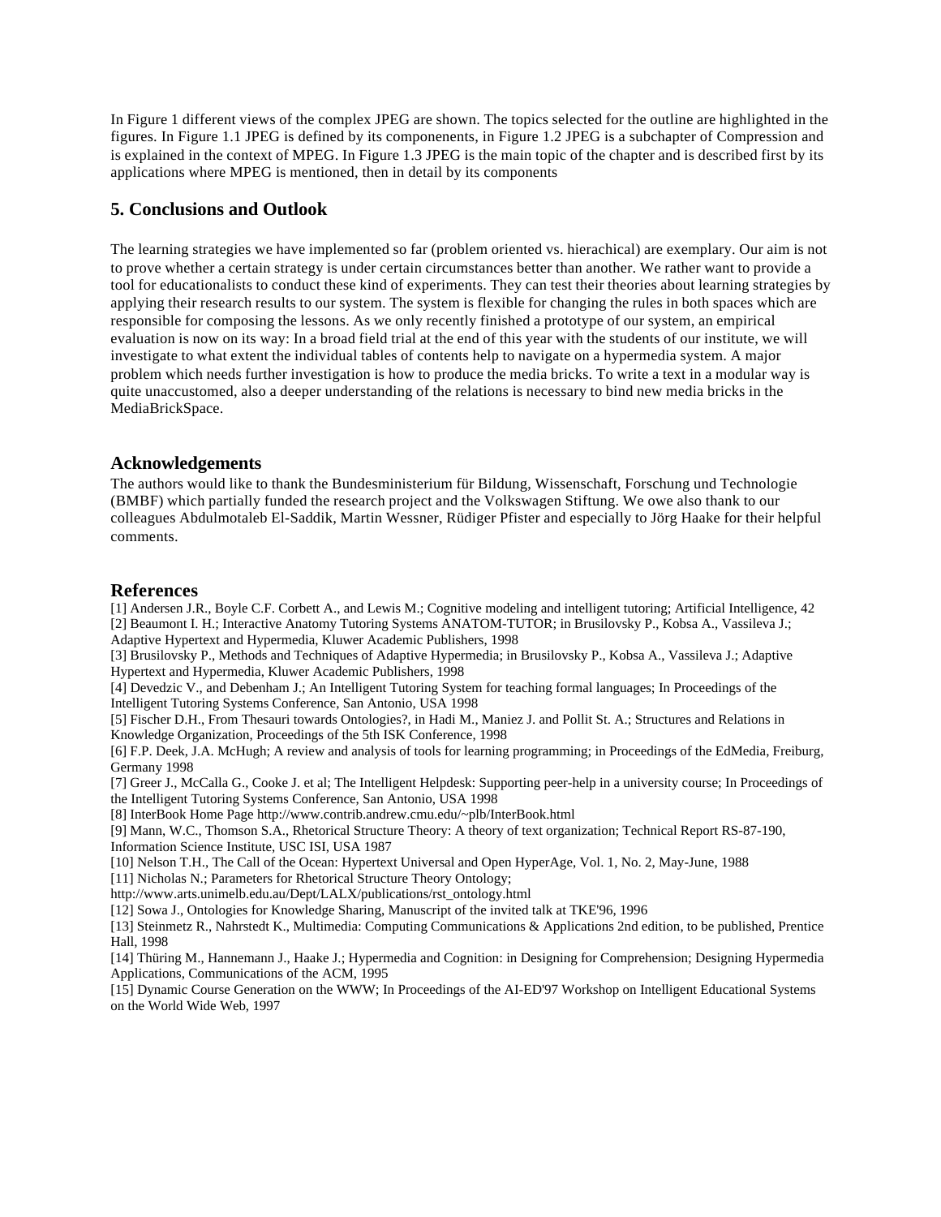In Figure 1 different views of the complex JPEG are shown. The topics selected for the outline are highlighted in the figures. In Figure 1.1 JPEG is defined by its componenents, in Figure 1.2 JPEG is a subchapter of Compression and is explained in the context of MPEG. In Figure 1.3 JPEG is the main topic of the chapter and is described first by its applications where MPEG is mentioned, then in detail by its components

## 5. Conclusions and Outlook

The learning strategies we have implemented so far (problem oriented vs. hierachical) are exemplary. Our aim is not to prove whether a certain strategy is under certain circumstances better than another. We rather want to provide a tool for educationalists to conduct these kind of experiments. They can test their theories about learning strategies by applying their research results to our system. The system is flexible for changing the rules in both spaces which are responsible for composing the lessons. As we only recently finished a prototype of our system, an empirical evaluation is now on its way: In a broad field trial at the end of this year with the students of our institute, we will investigate to what extent the individual tables of contents help to navigate on a hypermedia system. A major problem which needs further investigation is how to produce the media bricks. To write a text in a modular way is quite unaccustomed, also a deeper understanding of the relations is necessary to bind new media bricks in the MediaBrickSpace.

## Acknowledgements

The authors would like to thank the Bundesministerium für Bildung, Wissenschaft, Forschung und Technologie (BMBF) which partially funded the research project and the Volkswagen Stiftung. We owe also thank to our colleagues Abdulmotaleb El-Saddik, Martin Wessner, Rüdiger Pfister and especially to Jörg Haake for their helpful comments.

## References

[1] Andersen J.R., Boyle C.F. Corbett A., and Lewis M.; Cognitive modeling and intelligent tutoring; Artificial Intelligence, 42
[2] Beaumont I. H.; Interactive Anatomy Tutoring Systems ANATOM-TUTOR; in Brusilovsky P., Kobsa A., Vassileva J.; Adaptive Hypertext and Hypermedia, Kluwer Academic Publishers, 1998
[3] Brusilovsky P., Methods and Techniques of Adaptive Hypermedia; in Brusilovsky P., Kobsa A., Vassileva J.; Adaptive Hypertext and Hypermedia, Kluwer Academic Publishers, 1998
[4] Devedzic V., and Debenham J.; An Intelligent Tutoring System for teaching formal languages; In Proceedings of the Intelligent Tutoring Systems Conference, San Antonio, USA 1998
[5] Fischer D.H., From Thesauri towards Ontologies?, in Hadi M., Maniez J. and Pollit St. A.; Structures and Relations in Knowledge Organization, Proceedings of the 5th ISK Conference, 1998
[6] F.P. Deek, J.A. McHugh; A review and analysis of tools for learning programming; in Proceedings of the EdMedia, Freiburg, Germany 1998
[7] Greer J., McCalla G., Cooke J. et al; The Intelligent Helpdesk: Supporting peer-help in a university course; In Proceedings of the Intelligent Tutoring Systems Conference, San Antonio, USA 1998
[8] InterBook Home Page http://www.contrib.andrew.cmu.edu/~plb/InterBook.html
[9] Mann, W.C., Thomson S.A., Rhetorical Structure Theory: A theory of text organization; Technical Report RS-87-190, Information Science Institute, USC ISI, USA 1987
[10] Nelson T.H., The Call of the Ocean: Hypertext Universal and Open HyperAge, Vol. 1, No. 2, May-June, 1988
[11] Nicholas N.; Parameters for Rhetorical Structure Theory Ontology; http://www.arts.unimelb.edu.au/Dept/LALX/publications/rst_ontology.html
[12] Sowa J., Ontologies for Knowledge Sharing, Manuscript of the invited talk at TKE'96, 1996
[13] Steinmetz R., Nahrstedt K., Multimedia: Computing Communications & Applications 2nd edition, to be published, Prentice Hall, 1998
[14] Thüring M., Hannemann J., Haake J.; Hypermedia and Cognition: in Designing for Comprehension; Designing Hypermedia Applications, Communications of the ACM, 1995
[15] Dynamic Course Generation on the WWW; In Proceedings of the AI-ED'97 Workshop on Intelligent Educational Systems on the World Wide Web, 1997